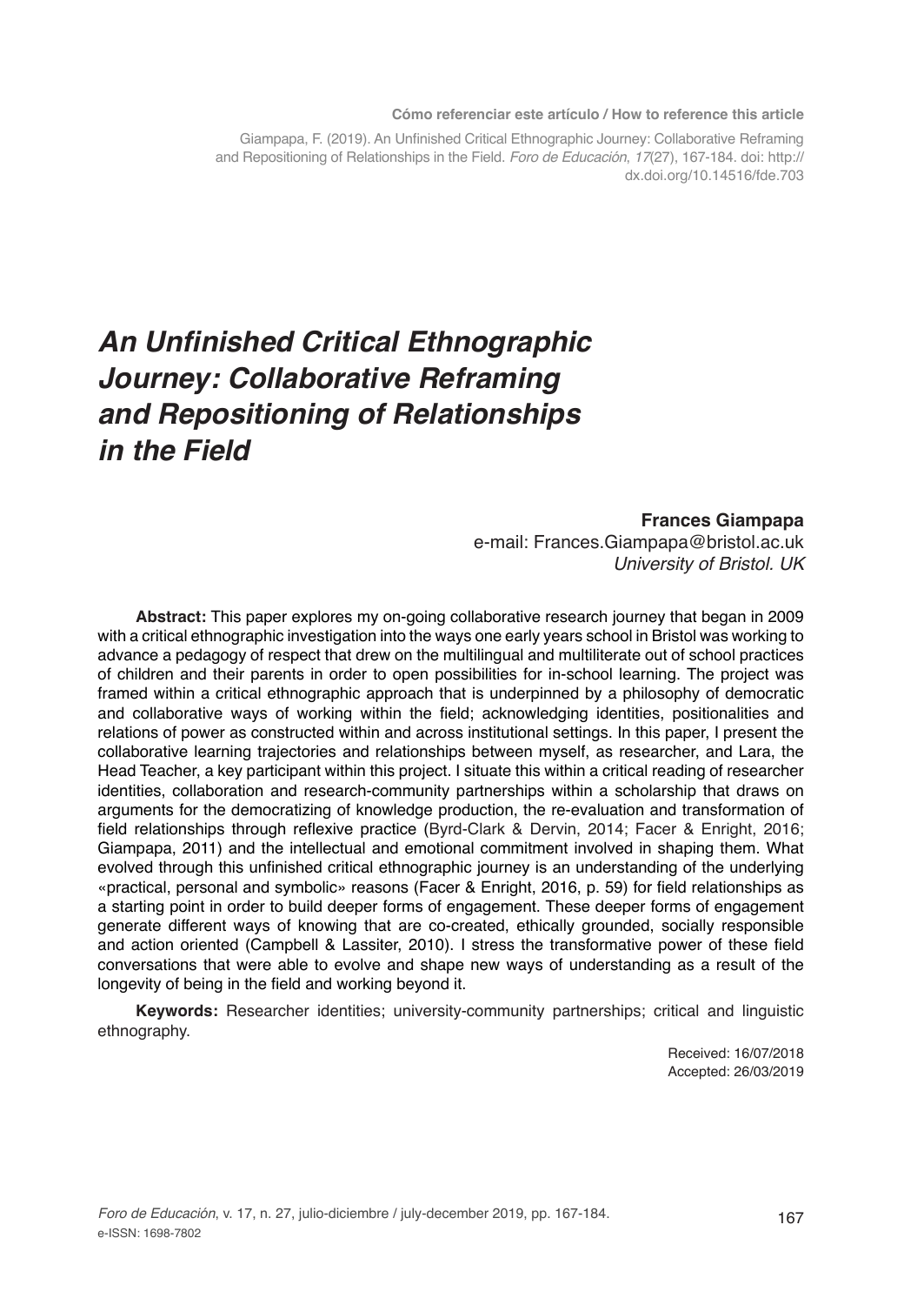**Cómo referenciar este artículo / How to reference this article**

Giampapa, F. (2019). An Unfinished Critical Ethnographic Journey: Collaborative Reframing and Repositioning of Relationships in the Field. *Foro de Educación*, *17*(27), 167-184. doi: http://dx.doi.org/10.14516/fde.703

# *An Unfinished Critical Ethnographic Journey: Collaborative Reframing and Repositioning of Relationships in the Field*

**Frances Giampapa**
e-mail: Frances.Giampapa@bristol.ac.uk
*University of Bristol. UK*

**Abstract:** This paper explores my on-going collaborative research journey that began in 2009 with a critical ethnographic investigation into the ways one early years school in Bristol was working to advance a pedagogy of respect that drew on the multilingual and multiliterate out of school practices of children and their parents in order to open possibilities for in-school learning. The project was framed within a critical ethnographic approach that is underpinned by a philosophy of democratic and collaborative ways of working within the field; acknowledging identities, positionalities and relations of power as constructed within and across institutional settings. In this paper, I present the collaborative learning trajectories and relationships between myself, as researcher, and Lara, the Head Teacher, a key participant within this project. I situate this within a critical reading of researcher identities, collaboration and research-community partnerships within a scholarship that draws on arguments for the democratizing of knowledge production, the re-evaluation and transformation of field relationships through reflexive practice (Byrd-Clark & Dervin, 2014; Facer & Enright, 2016; Giampapa, 2011) and the intellectual and emotional commitment involved in shaping them. What evolved through this unfinished critical ethnographic journey is an understanding of the underlying «practical, personal and symbolic» reasons (Facer & Enright, 2016, p. 59) for field relationships as a starting point in order to build deeper forms of engagement. These deeper forms of engagement generate different ways of knowing that are co-created, ethically grounded, socially responsible and action oriented (Campbell & Lassiter, 2010). I stress the transformative power of these field conversations that were able to evolve and shape new ways of understanding as a result of the longevity of being in the field and working beyond it.

**Keywords:** Researcher identities; university-community partnerships; critical and linguistic ethnography.

Received: 16/07/2018
Accepted: 26/03/2019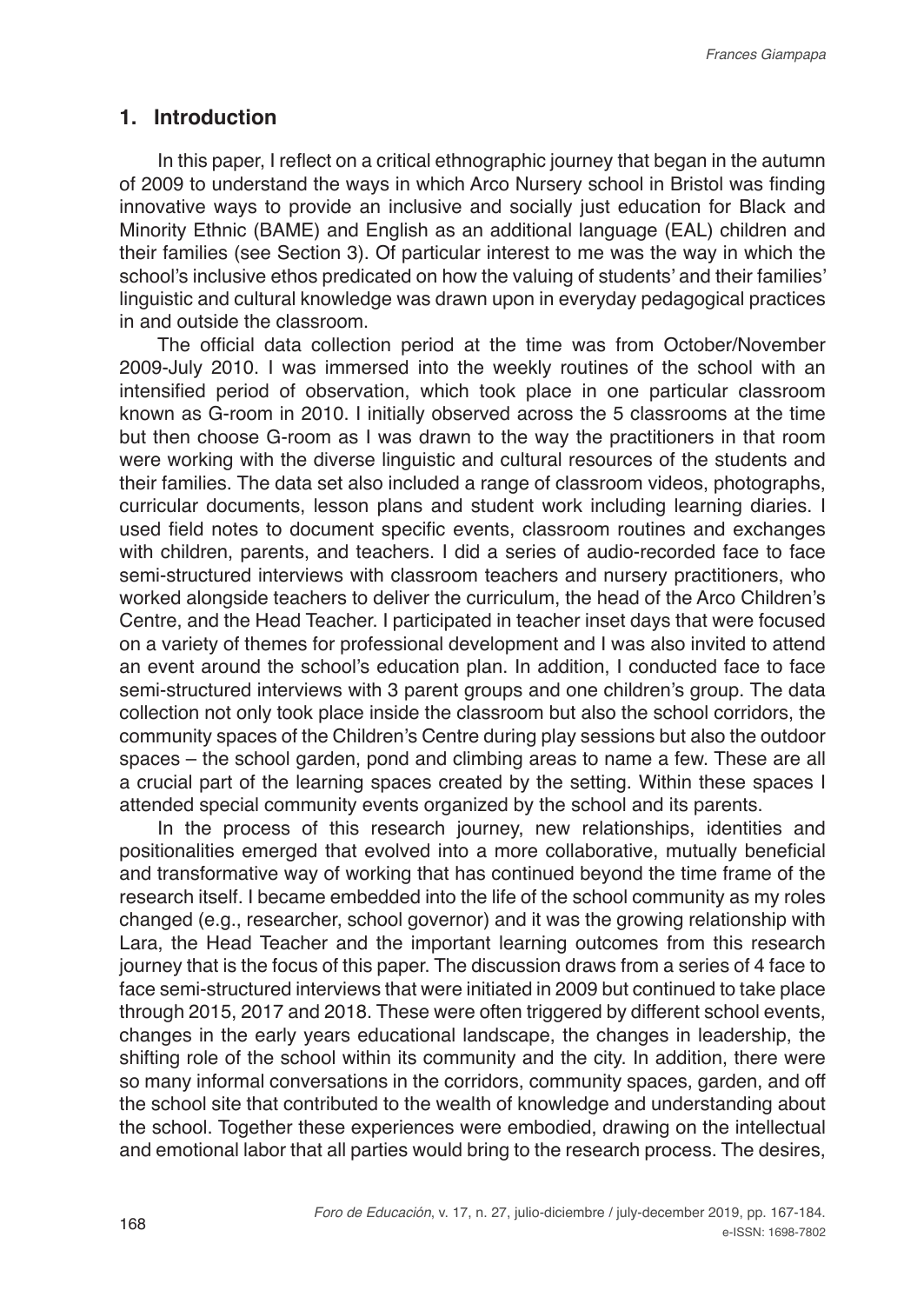## 1. Introduction

In this paper, I reflect on a critical ethnographic journey that began in the autumn of 2009 to understand the ways in which Arco Nursery school in Bristol was finding innovative ways to provide an inclusive and socially just education for Black and Minority Ethnic (BAME) and English as an additional language (EAL) children and their families (see Section 3). Of particular interest to me was the way in which the school's inclusive ethos predicated on how the valuing of students' and their families' linguistic and cultural knowledge was drawn upon in everyday pedagogical practices in and outside the classroom.

The official data collection period at the time was from October/November 2009-July 2010. I was immersed into the weekly routines of the school with an intensified period of observation, which took place in one particular classroom known as G-room in 2010. I initially observed across the 5 classrooms at the time but then choose G-room as I was drawn to the way the practitioners in that room were working with the diverse linguistic and cultural resources of the students and their families. The data set also included a range of classroom videos, photographs, curricular documents, lesson plans and student work including learning diaries. I used field notes to document specific events, classroom routines and exchanges with children, parents, and teachers. I did a series of audio-recorded face to face semi-structured interviews with classroom teachers and nursery practitioners, who worked alongside teachers to deliver the curriculum, the head of the Arco Children's Centre, and the Head Teacher. I participated in teacher inset days that were focused on a variety of themes for professional development and I was also invited to attend an event around the school's education plan. In addition, I conducted face to face semi-structured interviews with 3 parent groups and one children's group. The data collection not only took place inside the classroom but also the school corridors, the community spaces of the Children's Centre during play sessions but also the outdoor spaces – the school garden, pond and climbing areas to name a few. These are all a crucial part of the learning spaces created by the setting. Within these spaces I attended special community events organized by the school and its parents.

In the process of this research journey, new relationships, identities and positionalities emerged that evolved into a more collaborative, mutually beneficial and transformative way of working that has continued beyond the time frame of the research itself. I became embedded into the life of the school community as my roles changed (e.g., researcher, school governor) and it was the growing relationship with Lara, the Head Teacher and the important learning outcomes from this research journey that is the focus of this paper. The discussion draws from a series of 4 face to face semi-structured interviews that were initiated in 2009 but continued to take place through 2015, 2017 and 2018. These were often triggered by different school events, changes in the early years educational landscape, the changes in leadership, the shifting role of the school within its community and the city. In addition, there were so many informal conversations in the corridors, community spaces, garden, and off the school site that contributed to the wealth of knowledge and understanding about the school. Together these experiences were embodied, drawing on the intellectual and emotional labor that all parties would bring to the research process. The desires,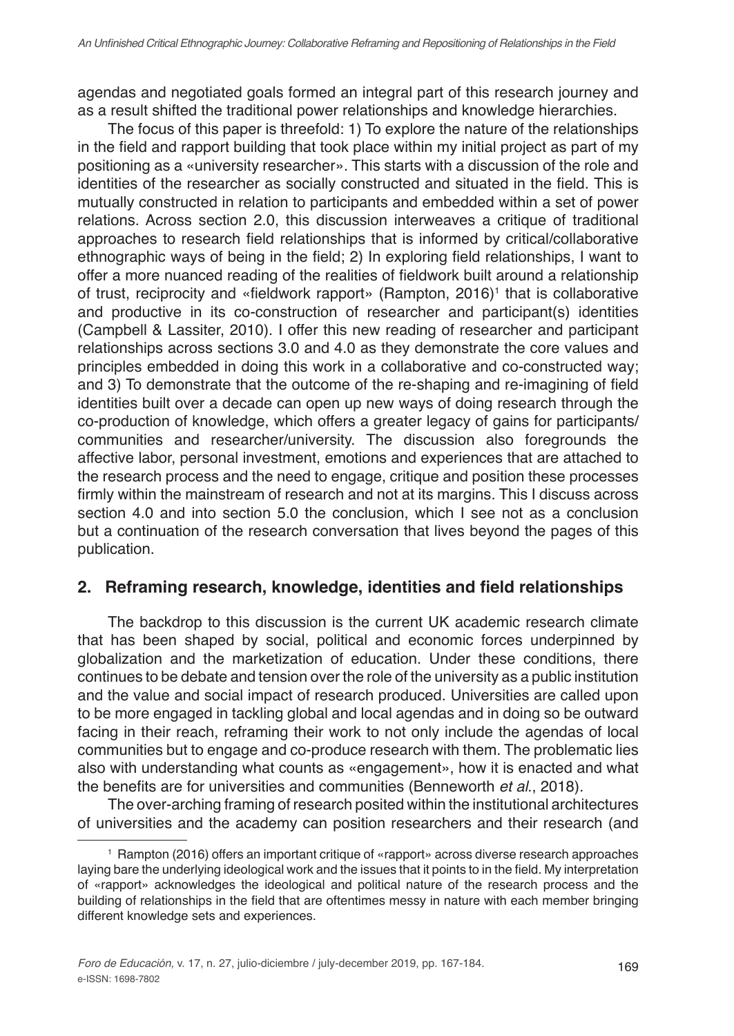agendas and negotiated goals formed an integral part of this research journey and as a result shifted the traditional power relationships and knowledge hierarchies.

The focus of this paper is threefold: 1) To explore the nature of the relationships in the field and rapport building that took place within my initial project as part of my positioning as a «university researcher». This starts with a discussion of the role and identities of the researcher as socially constructed and situated in the field. This is mutually constructed in relation to participants and embedded within a set of power relations. Across section 2.0, this discussion interweaves a critique of traditional approaches to research field relationships that is informed by critical/collaborative ethnographic ways of being in the field; 2) In exploring field relationships, I want to offer a more nuanced reading of the realities of fieldwork built around a relationship of trust, reciprocity and «fieldwork rapport» (Rampton, 2016)[1] that is collaborative and productive in its co-construction of researcher and participant(s) identities (Campbell & Lassiter, 2010). I offer this new reading of researcher and participant relationships across sections 3.0 and 4.0 as they demonstrate the core values and principles embedded in doing this work in a collaborative and co-constructed way; and 3) To demonstrate that the outcome of the re-shaping and re-imagining of field identities built over a decade can open up new ways of doing research through the co-production of knowledge, which offers a greater legacy of gains for participants/communities and researcher/university. The discussion also foregrounds the affective labor, personal investment, emotions and experiences that are attached to the research process and the need to engage, critique and position these processes firmly within the mainstream of research and not at its margins. This I discuss across section 4.0 and into section 5.0 the conclusion, which I see not as a conclusion but a continuation of the research conversation that lives beyond the pages of this publication.

## 2. Reframing research, knowledge, identities and field relationships

The backdrop to this discussion is the current UK academic research climate that has been shaped by social, political and economic forces underpinned by globalization and the marketization of education. Under these conditions, there continues to be debate and tension over the role of the university as a public institution and the value and social impact of research produced. Universities are called upon to be more engaged in tackling global and local agendas and in doing so be outward facing in their reach, reframing their work to not only include the agendas of local communities but to engage and co-produce research with them. The problematic lies also with understanding what counts as «engagement», how it is enacted and what the benefits are for universities and communities (Benneworth *et al*., 2018).

The over-arching framing of research posited within the institutional architectures of universities and the academy can position researchers and their research (and

[1] Rampton (2016) offers an important critique of «rapport» across diverse research approaches laying bare the underlying ideological work and the issues that it points to in the field. My interpretation of «rapport» acknowledges the ideological and political nature of the research process and the building of relationships in the field that are oftentimes messy in nature with each member bringing different knowledge sets and experiences.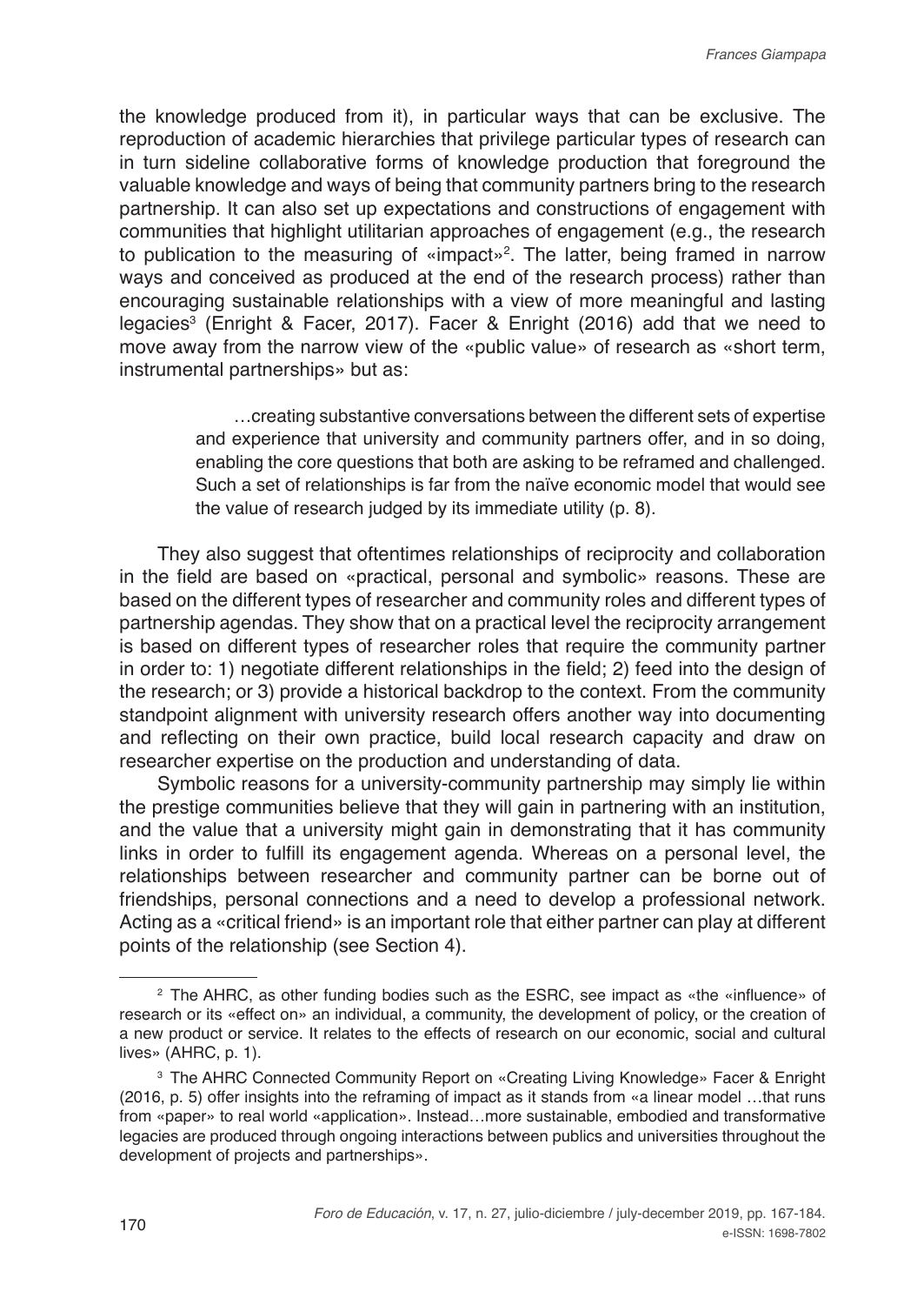the knowledge produced from it), in particular ways that can be exclusive. The reproduction of academic hierarchies that privilege particular types of research can in turn sideline collaborative forms of knowledge production that foreground the valuable knowledge and ways of being that community partners bring to the research partnership. It can also set up expectations and constructions of engagement with communities that highlight utilitarian approaches of engagement (e.g., the research to publication to the measuring of «impact»[2]. The latter, being framed in narrow ways and conceived as produced at the end of the research process) rather than encouraging sustainable relationships with a view of more meaningful and lasting legacies[3] (Enright & Facer, 2017). Facer & Enright (2016) add that we need to move away from the narrow view of the «public value» of research as «short term, instrumental partnerships» but as:

> …creating substantive conversations between the different sets of expertise and experience that university and community partners offer, and in so doing, enabling the core questions that both are asking to be reframed and challenged. Such a set of relationships is far from the naïve economic model that would see the value of research judged by its immediate utility (p. 8).

They also suggest that oftentimes relationships of reciprocity and collaboration in the field are based on «practical, personal and symbolic» reasons. These are based on the different types of researcher and community roles and different types of partnership agendas. They show that on a practical level the reciprocity arrangement is based on different types of researcher roles that require the community partner in order to: 1) negotiate different relationships in the field; 2) feed into the design of the research; or 3) provide a historical backdrop to the context. From the community standpoint alignment with university research offers another way into documenting and reflecting on their own practice, build local research capacity and draw on researcher expertise on the production and understanding of data.

Symbolic reasons for a university-community partnership may simply lie within the prestige communities believe that they will gain in partnering with an institution, and the value that a university might gain in demonstrating that it has community links in order to fulfill its engagement agenda. Whereas on a personal level, the relationships between researcher and community partner can be borne out of friendships, personal connections and a need to develop a professional network. Acting as a «critical friend» is an important role that either partner can play at different points of the relationship (see Section 4).

---

[2] The AHRC, as other funding bodies such as the ESRC, see impact as «the «influence» of research or its «effect on» an individual, a community, the development of policy, or the creation of a new product or service. It relates to the effects of research on our economic, social and cultural lives» (AHRC, p. 1).

[3] The AHRC Connected Community Report on «Creating Living Knowledge» Facer & Enright (2016, p. 5) offer insights into the reframing of impact as it stands from «a linear model …that runs from «paper» to real world «application». Instead…more sustainable, embodied and transformative legacies are produced through ongoing interactions between publics and universities throughout the development of projects and partnerships».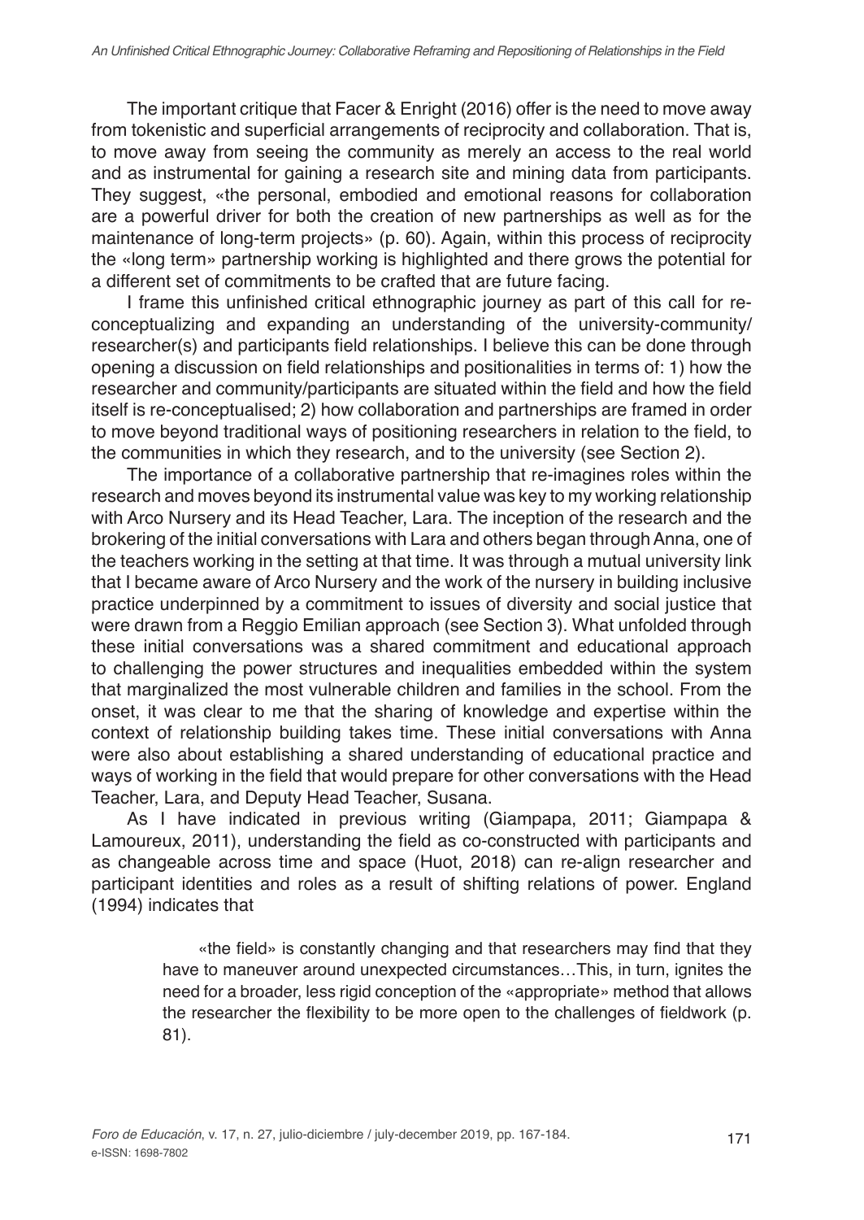The important critique that Facer & Enright (2016) offer is the need to move away from tokenistic and superficial arrangements of reciprocity and collaboration. That is, to move away from seeing the community as merely an access to the real world and as instrumental for gaining a research site and mining data from participants. They suggest, «the personal, embodied and emotional reasons for collaboration are a powerful driver for both the creation of new partnerships as well as for the maintenance of long-term projects» (p. 60). Again, within this process of reciprocity the «long term» partnership working is highlighted and there grows the potential for a different set of commitments to be crafted that are future facing.

I frame this unfinished critical ethnographic journey as part of this call for re-conceptualizing and expanding an understanding of the university-community/researcher(s) and participants field relationships. I believe this can be done through opening a discussion on field relationships and positionalities in terms of: 1) how the researcher and community/participants are situated within the field and how the field itself is re-conceptualised; 2) how collaboration and partnerships are framed in order to move beyond traditional ways of positioning researchers in relation to the field, to the communities in which they research, and to the university (see Section 2).

The importance of a collaborative partnership that re-imagines roles within the research and moves beyond its instrumental value was key to my working relationship with Arco Nursery and its Head Teacher, Lara. The inception of the research and the brokering of the initial conversations with Lara and others began through Anna, one of the teachers working in the setting at that time. It was through a mutual university link that I became aware of Arco Nursery and the work of the nursery in building inclusive practice underpinned by a commitment to issues of diversity and social justice that were drawn from a Reggio Emilian approach (see Section 3). What unfolded through these initial conversations was a shared commitment and educational approach to challenging the power structures and inequalities embedded within the system that marginalized the most vulnerable children and families in the school. From the onset, it was clear to me that the sharing of knowledge and expertise within the context of relationship building takes time. These initial conversations with Anna were also about establishing a shared understanding of educational practice and ways of working in the field that would prepare for other conversations with the Head Teacher, Lara, and Deputy Head Teacher, Susana.

As I have indicated in previous writing (Giampapa, 2011; Giampapa & Lamoureux, 2011), understanding the field as co-constructed with participants and as changeable across time and space (Huot, 2018) can re-align researcher and participant identities and roles as a result of shifting relations of power. England (1994) indicates that

> «the field» is constantly changing and that researchers may find that they have to maneuver around unexpected circumstances…This, in turn, ignites the need for a broader, less rigid conception of the «appropriate» method that allows the researcher the flexibility to be more open to the challenges of fieldwork (p. 81).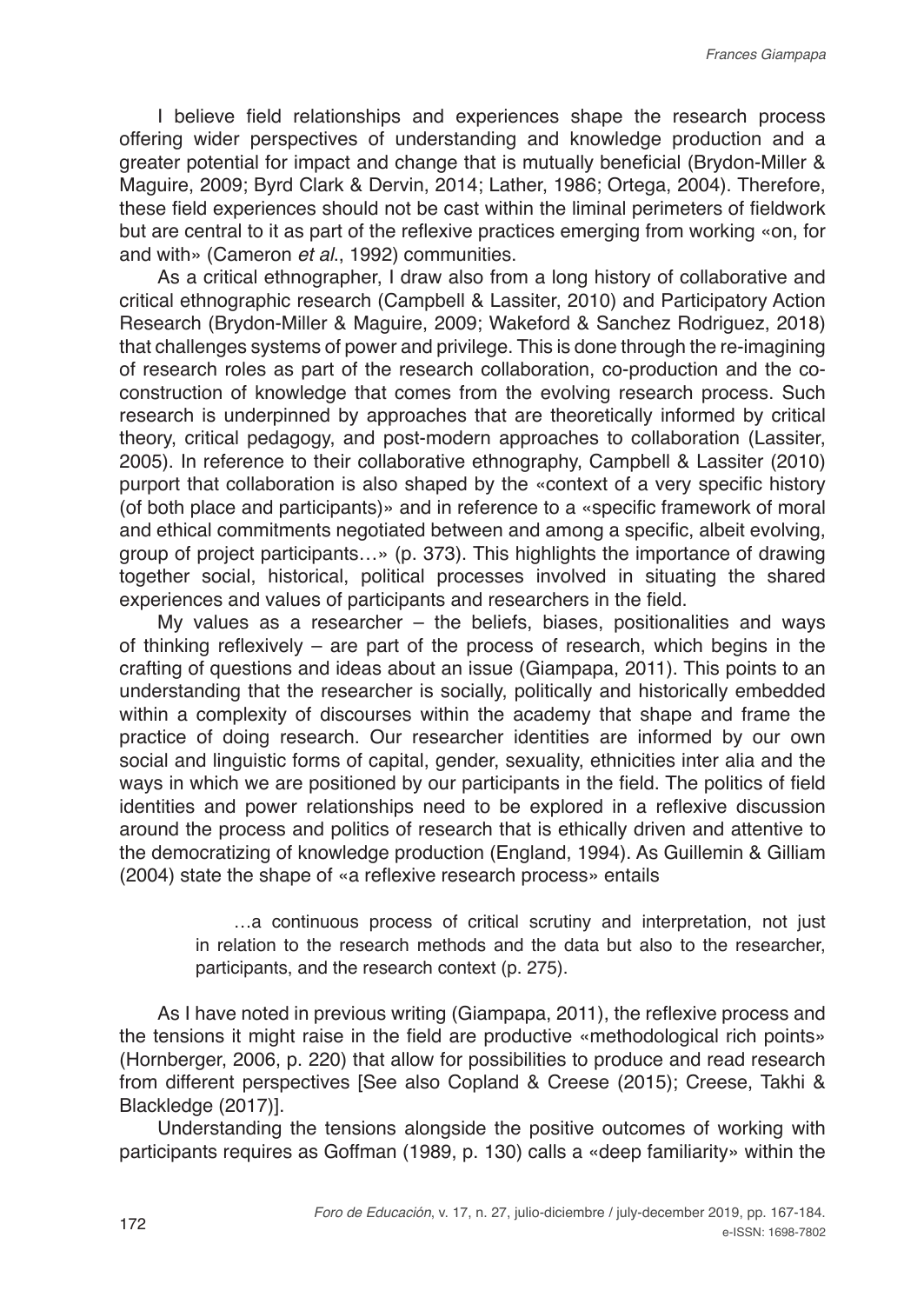I believe field relationships and experiences shape the research process offering wider perspectives of understanding and knowledge production and a greater potential for impact and change that is mutually beneficial (Brydon-Miller & Maguire, 2009; Byrd Clark & Dervin, 2014; Lather, 1986; Ortega, 2004). Therefore, these field experiences should not be cast within the liminal perimeters of fieldwork but are central to it as part of the reflexive practices emerging from working «on, for and with» (Cameron *et al.*, 1992) communities.

As a critical ethnographer, I draw also from a long history of collaborative and critical ethnographic research (Campbell & Lassiter, 2010) and Participatory Action Research (Brydon-Miller & Maguire, 2009; Wakeford & Sanchez Rodriguez, 2018) that challenges systems of power and privilege. This is done through the re-imagining of research roles as part of the research collaboration, co-production and the co-construction of knowledge that comes from the evolving research process. Such research is underpinned by approaches that are theoretically informed by critical theory, critical pedagogy, and post-modern approaches to collaboration (Lassiter, 2005). In reference to their collaborative ethnography, Campbell & Lassiter (2010) purport that collaboration is also shaped by the «context of a very specific history (of both place and participants)» and in reference to a «specific framework of moral and ethical commitments negotiated between and among a specific, albeit evolving, group of project participants…» (p. 373). This highlights the importance of drawing together social, historical, political processes involved in situating the shared experiences and values of participants and researchers in the field.

My values as a researcher – the beliefs, biases, positionalities and ways of thinking reflexively – are part of the process of research, which begins in the crafting of questions and ideas about an issue (Giampapa, 2011). This points to an understanding that the researcher is socially, politically and historically embedded within a complexity of discourses within the academy that shape and frame the practice of doing research. Our researcher identities are informed by our own social and linguistic forms of capital, gender, sexuality, ethnicities inter alia and the ways in which we are positioned by our participants in the field. The politics of field identities and power relationships need to be explored in a reflexive discussion around the process and politics of research that is ethically driven and attentive to the democratizing of knowledge production (England, 1994). As Guillemin & Gilliam (2004) state the shape of «a reflexive research process» entails

> …a continuous process of critical scrutiny and interpretation, not just in relation to the research methods and the data but also to the researcher, participants, and the research context (p. 275).

As I have noted in previous writing (Giampapa, 2011), the reflexive process and the tensions it might raise in the field are productive «methodological rich points» (Hornberger, 2006, p. 220) that allow for possibilities to produce and read research from different perspectives [See also Copland & Creese (2015); Creese, Takhi & Blackledge (2017)].

Understanding the tensions alongside the positive outcomes of working with participants requires as Goffman (1989, p. 130) calls a «deep familiarity» within the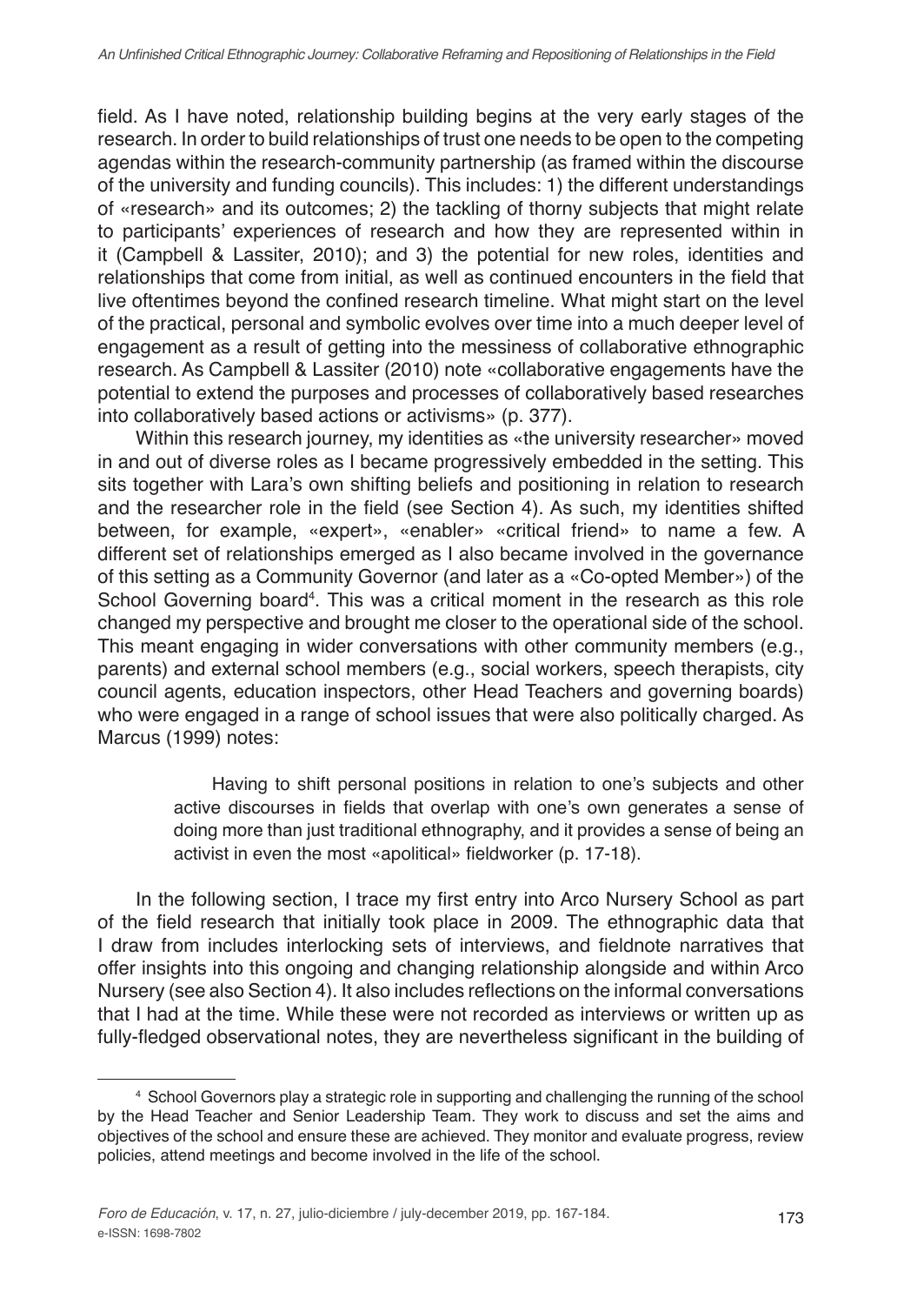field. As I have noted, relationship building begins at the very early stages of the research. In order to build relationships of trust one needs to be open to the competing agendas within the research-community partnership (as framed within the discourse of the university and funding councils). This includes: 1) the different understandings of «research» and its outcomes; 2) the tackling of thorny subjects that might relate to participants' experiences of research and how they are represented within in it (Campbell & Lassiter, 2010); and 3) the potential for new roles, identities and relationships that come from initial, as well as continued encounters in the field that live oftentimes beyond the confined research timeline. What might start on the level of the practical, personal and symbolic evolves over time into a much deeper level of engagement as a result of getting into the messiness of collaborative ethnographic research. As Campbell & Lassiter (2010) note «collaborative engagements have the potential to extend the purposes and processes of collaboratively based researches into collaboratively based actions or activisms» (p. 377).

Within this research journey, my identities as «the university researcher» moved in and out of diverse roles as I became progressively embedded in the setting. This sits together with Lara's own shifting beliefs and positioning in relation to research and the researcher role in the field (see Section 4). As such, my identities shifted between, for example, «expert», «enabler» «critical friend» to name a few. A different set of relationships emerged as I also became involved in the governance of this setting as a Community Governor (and later as a «Co-opted Member») of the School Governing board[4]. This was a critical moment in the research as this role changed my perspective and brought me closer to the operational side of the school. This meant engaging in wider conversations with other community members (e.g., parents) and external school members (e.g., social workers, speech therapists, city council agents, education inspectors, other Head Teachers and governing boards) who were engaged in a range of school issues that were also politically charged. As Marcus (1999) notes:

> Having to shift personal positions in relation to one's subjects and other active discourses in fields that overlap with one's own generates a sense of doing more than just traditional ethnography, and it provides a sense of being an activist in even the most «apolitical» fieldworker (p. 17-18).

In the following section, I trace my first entry into Arco Nursery School as part of the field research that initially took place in 2009. The ethnographic data that I draw from includes interlocking sets of interviews, and fieldnote narratives that offer insights into this ongoing and changing relationship alongside and within Arco Nursery (see also Section 4). It also includes reflections on the informal conversations that I had at the time. While these were not recorded as interviews or written up as fully-fledged observational notes, they are nevertheless significant in the building of

[4] School Governors play a strategic role in supporting and challenging the running of the school by the Head Teacher and Senior Leadership Team. They work to discuss and set the aims and objectives of the school and ensure these are achieved. They monitor and evaluate progress, review policies, attend meetings and become involved in the life of the school.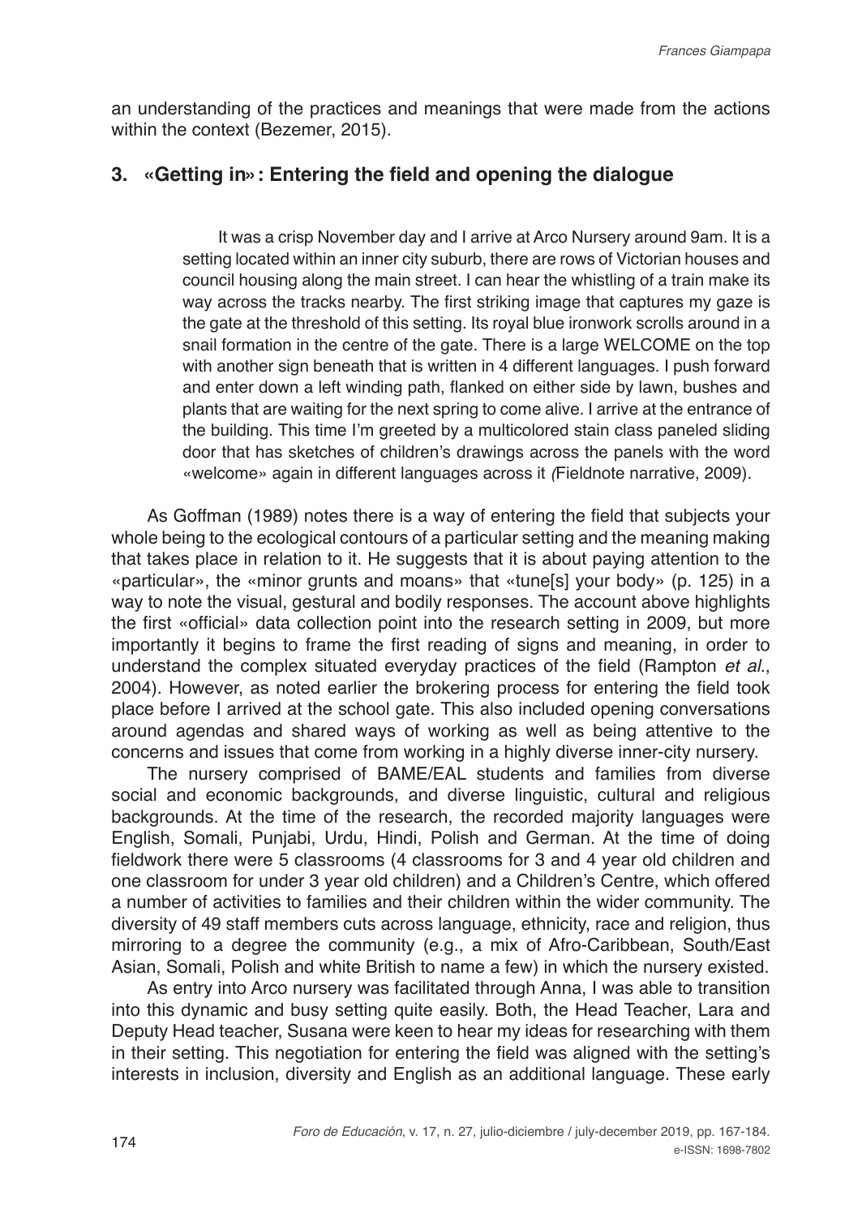an understanding of the practices and meanings that were made from the actions within the context (Bezemer, 2015).

## 3. «Getting in»: Entering the field and opening the dialogue

> It was a crisp November day and I arrive at Arco Nursery around 9am. It is a setting located within an inner city suburb, there are rows of Victorian houses and council housing along the main street. I can hear the whistling of a train make its way across the tracks nearby. The first striking image that captures my gaze is the gate at the threshold of this setting. Its royal blue ironwork scrolls around in a snail formation in the centre of the gate. There is a large WELCOME on the top with another sign beneath that is written in 4 different languages. I push forward and enter down a left winding path, flanked on either side by lawn, bushes and plants that are waiting for the next spring to come alive. I arrive at the entrance of the building. This time I'm greeted by a multicolored stain class paneled sliding door that has sketches of children's drawings across the panels with the word «welcome» again in different languages across it *(*Fieldnote narrative, 2009).

As Goffman (1989) notes there is a way of entering the field that subjects your whole being to the ecological contours of a particular setting and the meaning making that takes place in relation to it. He suggests that it is about paying attention to the «particular», the «minor grunts and moans» that «tune[s] your body» (p. 125) in a way to note the visual, gestural and bodily responses. The account above highlights the first «official» data collection point into the research setting in 2009, but more importantly it begins to frame the first reading of signs and meaning, in order to understand the complex situated everyday practices of the field (Rampton *et al*., 2004). However, as noted earlier the brokering process for entering the field took place before I arrived at the school gate. This also included opening conversations around agendas and shared ways of working as well as being attentive to the concerns and issues that come from working in a highly diverse inner-city nursery.

The nursery comprised of BAME/EAL students and families from diverse social and economic backgrounds, and diverse linguistic, cultural and religious backgrounds. At the time of the research, the recorded majority languages were English, Somali, Punjabi, Urdu, Hindi, Polish and German. At the time of doing fieldwork there were 5 classrooms (4 classrooms for 3 and 4 year old children and one classroom for under 3 year old children) and a Children's Centre, which offered a number of activities to families and their children within the wider community. The diversity of 49 staff members cuts across language, ethnicity, race and religion, thus mirroring to a degree the community (e.g., a mix of Afro-Caribbean, South/East Asian, Somali, Polish and white British to name a few) in which the nursery existed.

As entry into Arco nursery was facilitated through Anna, I was able to transition into this dynamic and busy setting quite easily. Both, the Head Teacher, Lara and Deputy Head teacher, Susana were keen to hear my ideas for researching with them in their setting. This negotiation for entering the field was aligned with the setting's interests in inclusion, diversity and English as an additional language. These early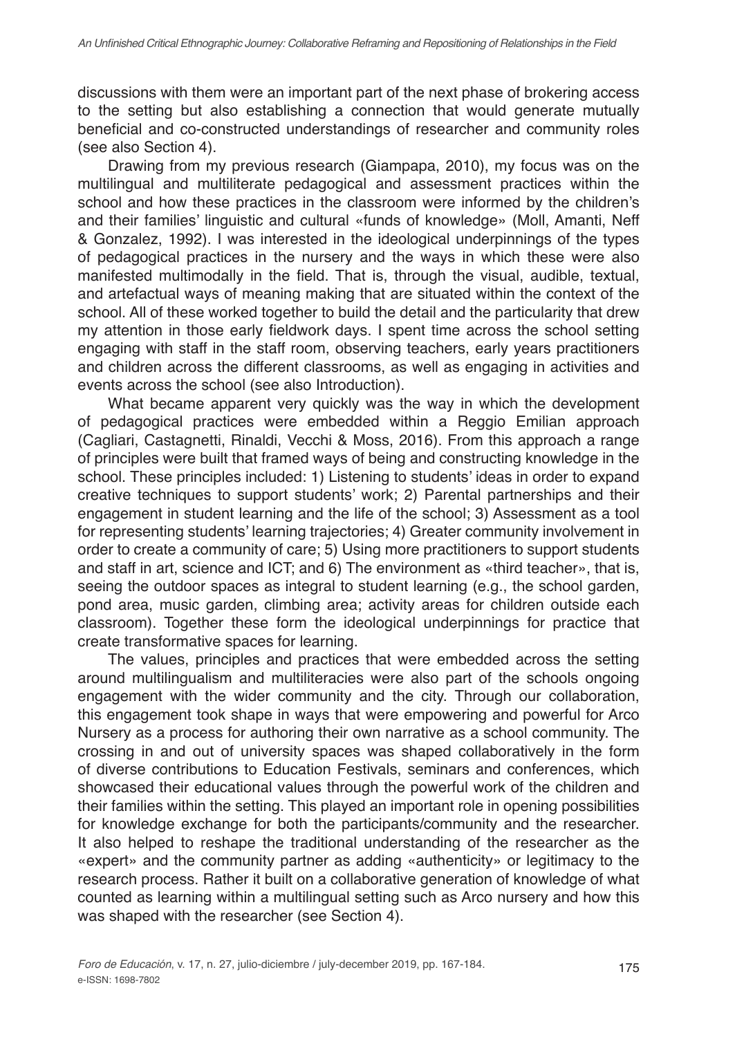discussions with them were an important part of the next phase of brokering access to the setting but also establishing a connection that would generate mutually beneficial and co-constructed understandings of researcher and community roles (see also Section 4).

Drawing from my previous research (Giampapa, 2010), my focus was on the multilingual and multiliterate pedagogical and assessment practices within the school and how these practices in the classroom were informed by the children's and their families' linguistic and cultural «funds of knowledge» (Moll, Amanti, Neff & Gonzalez, 1992). I was interested in the ideological underpinnings of the types of pedagogical practices in the nursery and the ways in which these were also manifested multimodally in the field. That is, through the visual, audible, textual, and artefactual ways of meaning making that are situated within the context of the school. All of these worked together to build the detail and the particularity that drew my attention in those early fieldwork days. I spent time across the school setting engaging with staff in the staff room, observing teachers, early years practitioners and children across the different classrooms, as well as engaging in activities and events across the school (see also Introduction).

What became apparent very quickly was the way in which the development of pedagogical practices were embedded within a Reggio Emilian approach (Cagliari, Castagnetti, Rinaldi, Vecchi & Moss, 2016). From this approach a range of principles were built that framed ways of being and constructing knowledge in the school. These principles included: 1) Listening to students' ideas in order to expand creative techniques to support students' work; 2) Parental partnerships and their engagement in student learning and the life of the school; 3) Assessment as a tool for representing students' learning trajectories; 4) Greater community involvement in order to create a community of care; 5) Using more practitioners to support students and staff in art, science and ICT; and 6) The environment as «third teacher», that is, seeing the outdoor spaces as integral to student learning (e.g., the school garden, pond area, music garden, climbing area; activity areas for children outside each classroom). Together these form the ideological underpinnings for practice that create transformative spaces for learning.

The values, principles and practices that were embedded across the setting around multilingualism and multiliteracies were also part of the schools ongoing engagement with the wider community and the city. Through our collaboration, this engagement took shape in ways that were empowering and powerful for Arco Nursery as a process for authoring their own narrative as a school community. The crossing in and out of university spaces was shaped collaboratively in the form of diverse contributions to Education Festivals, seminars and conferences, which showcased their educational values through the powerful work of the children and their families within the setting. This played an important role in opening possibilities for knowledge exchange for both the participants/community and the researcher. It also helped to reshape the traditional understanding of the researcher as the «expert» and the community partner as adding «authenticity» or legitimacy to the research process. Rather it built on a collaborative generation of knowledge of what counted as learning within a multilingual setting such as Arco nursery and how this was shaped with the researcher (see Section 4).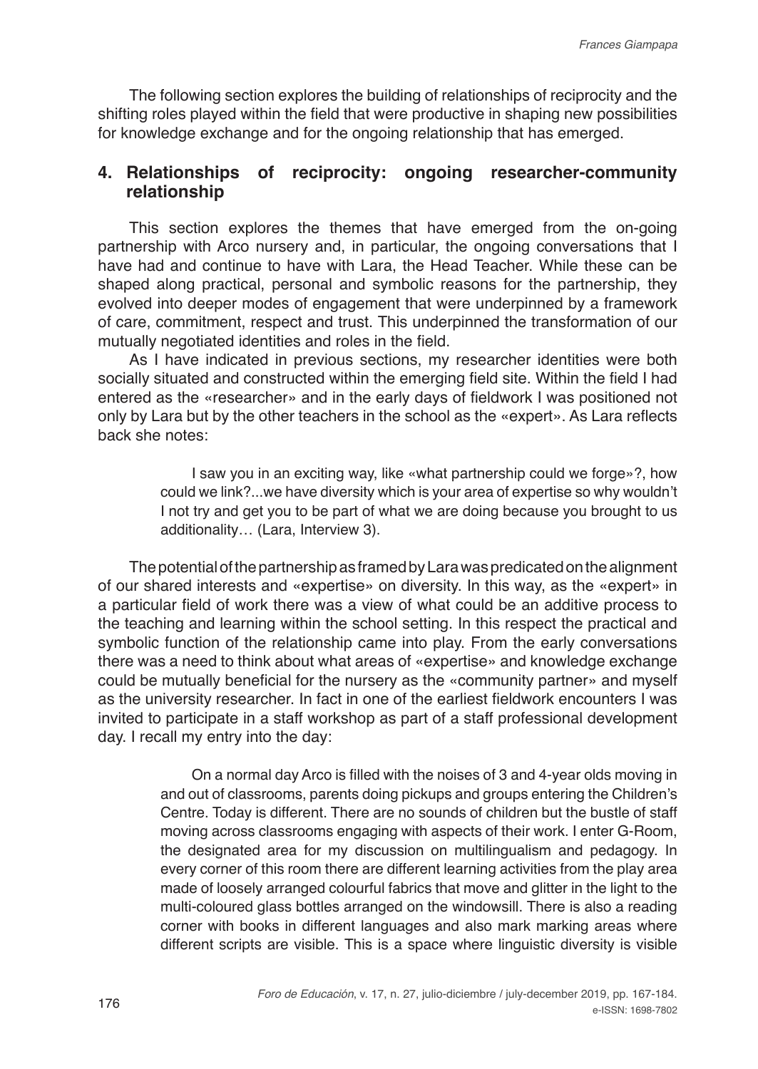The following section explores the building of relationships of reciprocity and the shifting roles played within the field that were productive in shaping new possibilities for knowledge exchange and for the ongoing relationship that has emerged.

## 4. Relationships of reciprocity: ongoing researcher-community relationship

This section explores the themes that have emerged from the on-going partnership with Arco nursery and, in particular, the ongoing conversations that I have had and continue to have with Lara, the Head Teacher. While these can be shaped along practical, personal and symbolic reasons for the partnership, they evolved into deeper modes of engagement that were underpinned by a framework of care, commitment, respect and trust. This underpinned the transformation of our mutually negotiated identities and roles in the field.

As I have indicated in previous sections, my researcher identities were both socially situated and constructed within the emerging field site. Within the field I had entered as the «researcher» and in the early days of fieldwork I was positioned not only by Lara but by the other teachers in the school as the «expert». As Lara reflects back she notes:

> I saw you in an exciting way, like «what partnership could we forge»?, how could we link?...we have diversity which is your area of expertise so why wouldn't I not try and get you to be part of what we are doing because you brought to us additionality… (Lara, Interview 3).

The potential of the partnership as framed by Lara was predicated on the alignment of our shared interests and «expertise» on diversity. In this way, as the «expert» in a particular field of work there was a view of what could be an additive process to the teaching and learning within the school setting. In this respect the practical and symbolic function of the relationship came into play. From the early conversations there was a need to think about what areas of «expertise» and knowledge exchange could be mutually beneficial for the nursery as the «community partner» and myself as the university researcher. In fact in one of the earliest fieldwork encounters I was invited to participate in a staff workshop as part of a staff professional development day. I recall my entry into the day:

> On a normal day Arco is filled with the noises of 3 and 4-year olds moving in and out of classrooms, parents doing pickups and groups entering the Children's Centre. Today is different. There are no sounds of children but the bustle of staff moving across classrooms engaging with aspects of their work. I enter G-Room, the designated area for my discussion on multilingualism and pedagogy. In every corner of this room there are different learning activities from the play area made of loosely arranged colourful fabrics that move and glitter in the light to the multi-coloured glass bottles arranged on the windowsill. There is also a reading corner with books in different languages and also mark marking areas where different scripts are visible. This is a space where linguistic diversity is visible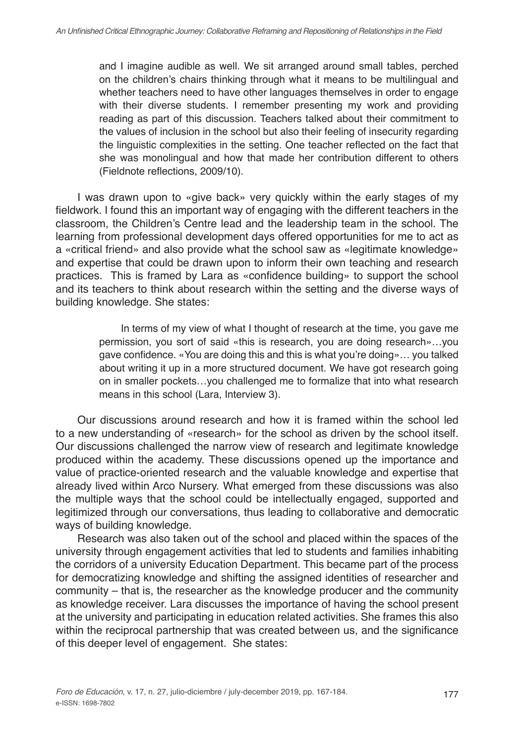> and I imagine audible as well. We sit arranged around small tables, perched on the children's chairs thinking through what it means to be multilingual and whether teachers need to have other languages themselves in order to engage with their diverse students. I remember presenting my work and providing reading as part of this discussion. Teachers talked about their commitment to the values of inclusion in the school but also their feeling of insecurity regarding the linguistic complexities in the setting. One teacher reflected on the fact that she was monolingual and how that made her contribution different to others (Fieldnote reflections, 2009/10).

I was drawn upon to «give back» very quickly within the early stages of my fieldwork. I found this an important way of engaging with the different teachers in the classroom, the Children's Centre lead and the leadership team in the school. The learning from professional development days offered opportunities for me to act as a «critical friend» and also provide what the school saw as «legitimate knowledge» and expertise that could be drawn upon to inform their own teaching and research practices. This is framed by Lara as «confidence building» to support the school and its teachers to think about research within the setting and the diverse ways of building knowledge. She states:

> In terms of my view of what I thought of research at the time, you gave me permission, you sort of said «this is research, you are doing research»…you gave confidence. «You are doing this and this is what you're doing»… you talked about writing it up in a more structured document. We have got research going on in smaller pockets…you challenged me to formalize that into what research means in this school (Lara, Interview 3).

Our discussions around research and how it is framed within the school led to a new understanding of «research» for the school as driven by the school itself. Our discussions challenged the narrow view of research and legitimate knowledge produced within the academy. These discussions opened up the importance and value of practice-oriented research and the valuable knowledge and expertise that already lived within Arco Nursery. What emerged from these discussions was also the multiple ways that the school could be intellectually engaged, supported and legitimized through our conversations, thus leading to collaborative and democratic ways of building knowledge.

Research was also taken out of the school and placed within the spaces of the university through engagement activities that led to students and families inhabiting the corridors of a university Education Department. This became part of the process for democratizing knowledge and shifting the assigned identities of researcher and community – that is, the researcher as the knowledge producer and the community as knowledge receiver. Lara discusses the importance of having the school present at the university and participating in education related activities. She frames this also within the reciprocal partnership that was created between us, and the significance of this deeper level of engagement. She states: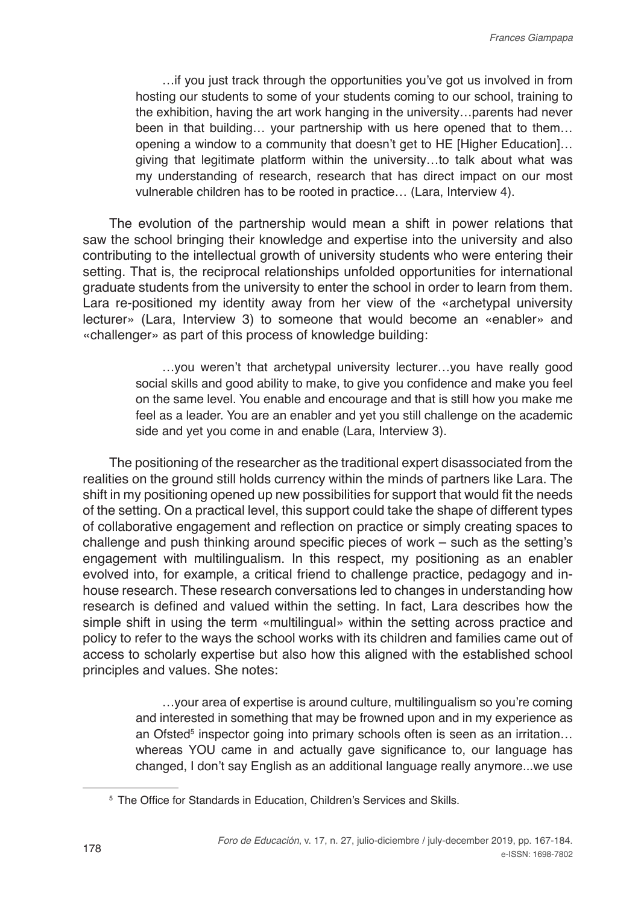> …if you just track through the opportunities you've got us involved in from hosting our students to some of your students coming to our school, training to the exhibition, having the art work hanging in the university…parents had never been in that building… your partnership with us here opened that to them… opening a window to a community that doesn't get to HE [Higher Education]… giving that legitimate platform within the university…to talk about what was my understanding of research, research that has direct impact on our most vulnerable children has to be rooted in practice… (Lara, Interview 4).

The evolution of the partnership would mean a shift in power relations that saw the school bringing their knowledge and expertise into the university and also contributing to the intellectual growth of university students who were entering their setting. That is, the reciprocal relationships unfolded opportunities for international graduate students from the university to enter the school in order to learn from them. Lara re-positioned my identity away from her view of the «archetypal university lecturer» (Lara, Interview 3) to someone that would become an «enabler» and «challenger» as part of this process of knowledge building:

> …you weren't that archetypal university lecturer…you have really good social skills and good ability to make, to give you confidence and make you feel on the same level. You enable and encourage and that is still how you make me feel as a leader. You are an enabler and yet you still challenge on the academic side and yet you come in and enable (Lara, Interview 3).

The positioning of the researcher as the traditional expert disassociated from the realities on the ground still holds currency within the minds of partners like Lara. The shift in my positioning opened up new possibilities for support that would fit the needs of the setting. On a practical level, this support could take the shape of different types of collaborative engagement and reflection on practice or simply creating spaces to challenge and push thinking around specific pieces of work – such as the setting's engagement with multilingualism. In this respect, my positioning as an enabler evolved into, for example, a critical friend to challenge practice, pedagogy and in-house research. These research conversations led to changes in understanding how research is defined and valued within the setting. In fact, Lara describes how the simple shift in using the term «multilingual» within the setting across practice and policy to refer to the ways the school works with its children and families came out of access to scholarly expertise but also how this aligned with the established school principles and values. She notes:

> …your area of expertise is around culture, multilingualism so you're coming and interested in something that may be frowned upon and in my experience as an Ofsted[5] inspector going into primary schools often is seen as an irritation… whereas YOU came in and actually gave significance to, our language has changed, I don't say English as an additional language really anymore...we use

[5] The Office for Standards in Education, Children's Services and Skills.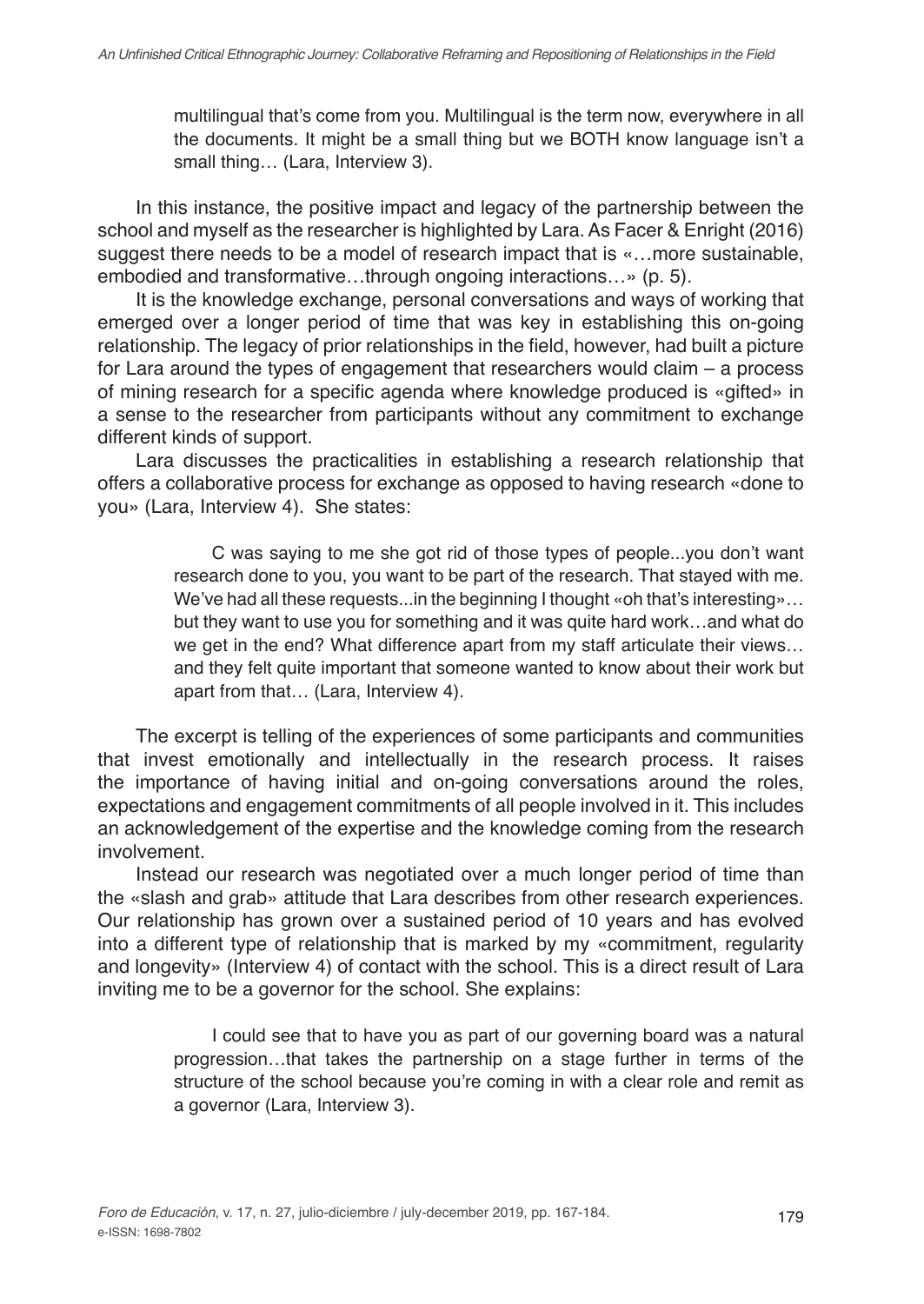> multilingual that's come from you. Multilingual is the term now, everywhere in all the documents. It might be a small thing but we BOTH know language isn't a small thing… (Lara, Interview 3).

In this instance, the positive impact and legacy of the partnership between the school and myself as the researcher is highlighted by Lara. As Facer & Enright (2016) suggest there needs to be a model of research impact that is «…more sustainable, embodied and transformative…through ongoing interactions…» (p. 5).

It is the knowledge exchange, personal conversations and ways of working that emerged over a longer period of time that was key in establishing this on-going relationship. The legacy of prior relationships in the field, however, had built a picture for Lara around the types of engagement that researchers would claim – a process of mining research for a specific agenda where knowledge produced is «gifted» in a sense to the researcher from participants without any commitment to exchange different kinds of support.

Lara discusses the practicalities in establishing a research relationship that offers a collaborative process for exchange as opposed to having research «done to you» (Lara, Interview 4). She states:

> C was saying to me she got rid of those types of people...you don't want research done to you, you want to be part of the research. That stayed with me. We've had all these requests...in the beginning I thought «oh that's interesting»… but they want to use you for something and it was quite hard work…and what do we get in the end? What difference apart from my staff articulate their views… and they felt quite important that someone wanted to know about their work but apart from that… (Lara, Interview 4).

The excerpt is telling of the experiences of some participants and communities that invest emotionally and intellectually in the research process. It raises the importance of having initial and on-going conversations around the roles, expectations and engagement commitments of all people involved in it. This includes an acknowledgement of the expertise and the knowledge coming from the research involvement.

Instead our research was negotiated over a much longer period of time than the «slash and grab» attitude that Lara describes from other research experiences. Our relationship has grown over a sustained period of 10 years and has evolved into a different type of relationship that is marked by my «commitment, regularity and longevity» (Interview 4) of contact with the school. This is a direct result of Lara inviting me to be a governor for the school. She explains:

> I could see that to have you as part of our governing board was a natural progression…that takes the partnership on a stage further in terms of the structure of the school because you're coming in with a clear role and remit as a governor (Lara, Interview 3).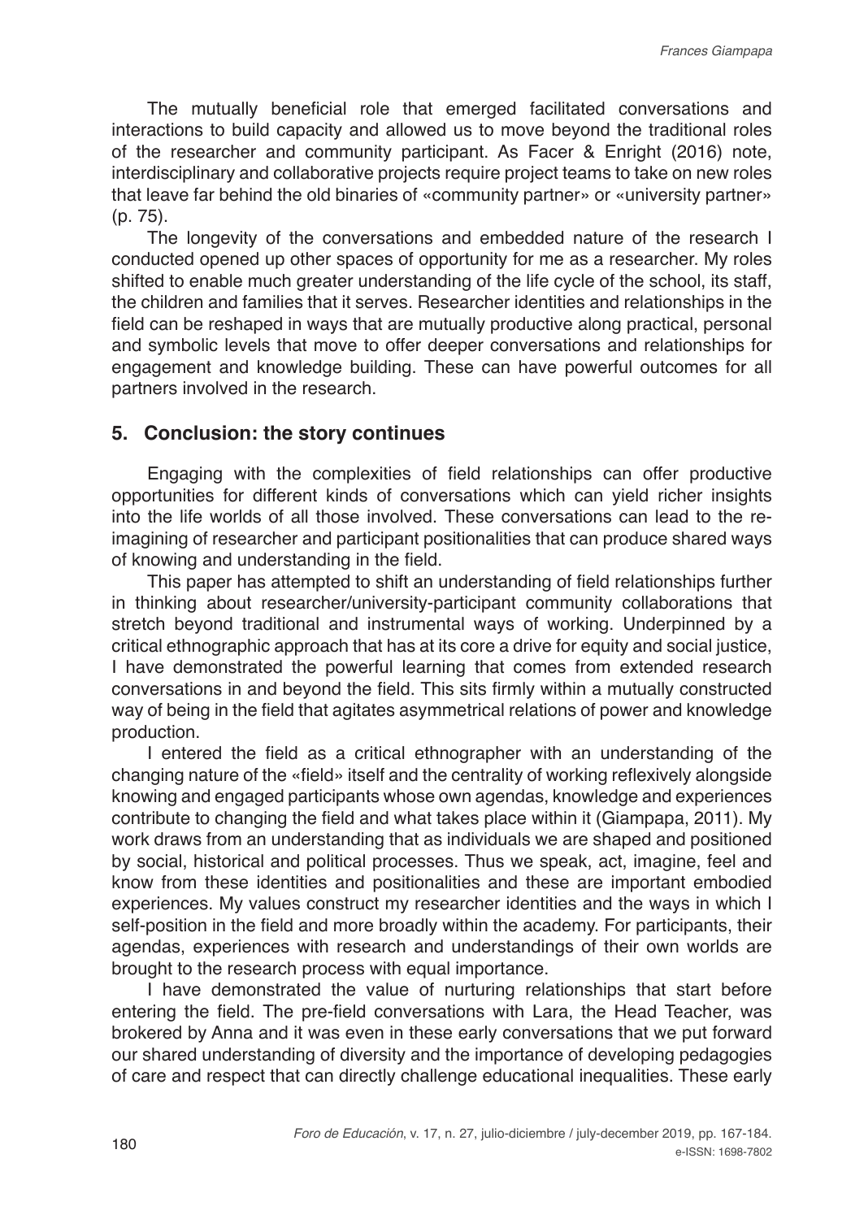The mutually beneficial role that emerged facilitated conversations and interactions to build capacity and allowed us to move beyond the traditional roles of the researcher and community participant. As Facer & Enright (2016) note, interdisciplinary and collaborative projects require project teams to take on new roles that leave far behind the old binaries of «community partner» or «university partner» (p. 75).

The longevity of the conversations and embedded nature of the research I conducted opened up other spaces of opportunity for me as a researcher. My roles shifted to enable much greater understanding of the life cycle of the school, its staff, the children and families that it serves. Researcher identities and relationships in the field can be reshaped in ways that are mutually productive along practical, personal and symbolic levels that move to offer deeper conversations and relationships for engagement and knowledge building. These can have powerful outcomes for all partners involved in the research.

## 5. Conclusion: the story continues

Engaging with the complexities of field relationships can offer productive opportunities for different kinds of conversations which can yield richer insights into the life worlds of all those involved. These conversations can lead to the re-imagining of researcher and participant positionalities that can produce shared ways of knowing and understanding in the field.

This paper has attempted to shift an understanding of field relationships further in thinking about researcher/university-participant community collaborations that stretch beyond traditional and instrumental ways of working. Underpinned by a critical ethnographic approach that has at its core a drive for equity and social justice, I have demonstrated the powerful learning that comes from extended research conversations in and beyond the field. This sits firmly within a mutually constructed way of being in the field that agitates asymmetrical relations of power and knowledge production.

I entered the field as a critical ethnographer with an understanding of the changing nature of the «field» itself and the centrality of working reflexively alongside knowing and engaged participants whose own agendas, knowledge and experiences contribute to changing the field and what takes place within it (Giampapa, 2011). My work draws from an understanding that as individuals we are shaped and positioned by social, historical and political processes. Thus we speak, act, imagine, feel and know from these identities and positionalities and these are important embodied experiences. My values construct my researcher identities and the ways in which I self-position in the field and more broadly within the academy. For participants, their agendas, experiences with research and understandings of their own worlds are brought to the research process with equal importance.

I have demonstrated the value of nurturing relationships that start before entering the field. The pre-field conversations with Lara, the Head Teacher, was brokered by Anna and it was even in these early conversations that we put forward our shared understanding of diversity and the importance of developing pedagogies of care and respect that can directly challenge educational inequalities. These early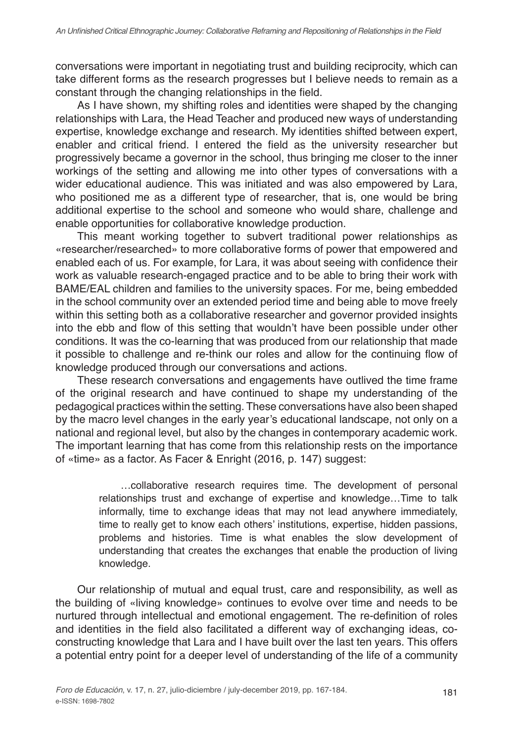conversations were important in negotiating trust and building reciprocity, which can take different forms as the research progresses but I believe needs to remain as a constant through the changing relationships in the field.

As I have shown, my shifting roles and identities were shaped by the changing relationships with Lara, the Head Teacher and produced new ways of understanding expertise, knowledge exchange and research. My identities shifted between expert, enabler and critical friend. I entered the field as the university researcher but progressively became a governor in the school, thus bringing me closer to the inner workings of the setting and allowing me into other types of conversations with a wider educational audience. This was initiated and was also empowered by Lara, who positioned me as a different type of researcher, that is, one would be bring additional expertise to the school and someone who would share, challenge and enable opportunities for collaborative knowledge production.

This meant working together to subvert traditional power relationships as «researcher/researched» to more collaborative forms of power that empowered and enabled each of us. For example, for Lara, it was about seeing with confidence their work as valuable research-engaged practice and to be able to bring their work with BAME/EAL children and families to the university spaces. For me, being embedded in the school community over an extended period time and being able to move freely within this setting both as a collaborative researcher and governor provided insights into the ebb and flow of this setting that wouldn't have been possible under other conditions. It was the co-learning that was produced from our relationship that made it possible to challenge and re-think our roles and allow for the continuing flow of knowledge produced through our conversations and actions.

These research conversations and engagements have outlived the time frame of the original research and have continued to shape my understanding of the pedagogical practices within the setting. These conversations have also been shaped by the macro level changes in the early year's educational landscape, not only on a national and regional level, but also by the changes in contemporary academic work. The important learning that has come from this relationship rests on the importance of «time» as a factor. As Facer & Enright (2016, p. 147) suggest:

> …collaborative research requires time. The development of personal relationships trust and exchange of expertise and knowledge…Time to talk informally, time to exchange ideas that may not lead anywhere immediately, time to really get to know each others' institutions, expertise, hidden passions, problems and histories. Time is what enables the slow development of understanding that creates the exchanges that enable the production of living knowledge.

Our relationship of mutual and equal trust, care and responsibility, as well as the building of «living knowledge» continues to evolve over time and needs to be nurtured through intellectual and emotional engagement. The re-definition of roles and identities in the field also facilitated a different way of exchanging ideas, co-constructing knowledge that Lara and I have built over the last ten years. This offers a potential entry point for a deeper level of understanding of the life of a community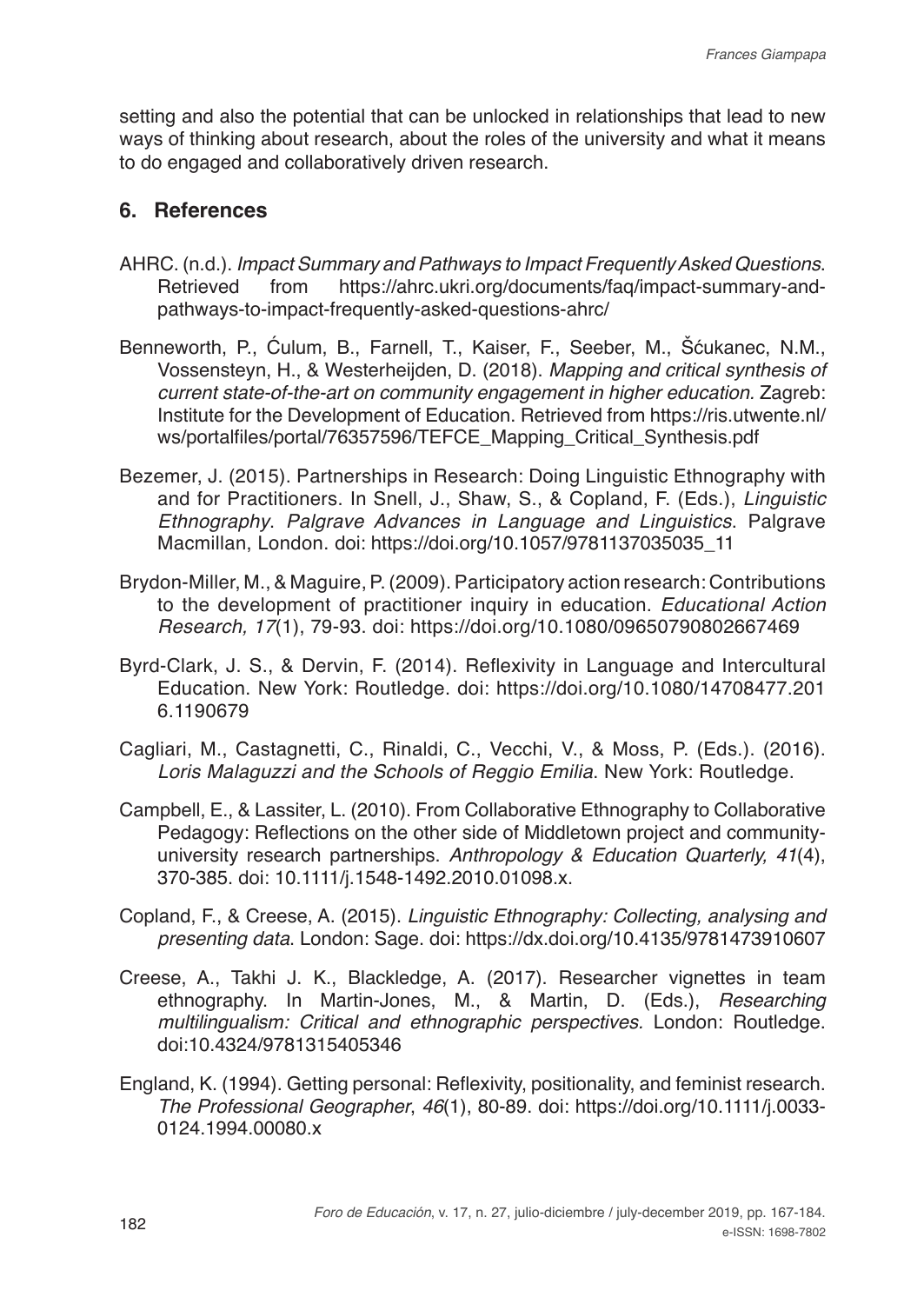setting and also the potential that can be unlocked in relationships that lead to new ways of thinking about research, about the roles of the university and what it means to do engaged and collaboratively driven research.

## 6. References

AHRC. (n.d.). *Impact Summary and Pathways to Impact Frequently Asked Questions*. Retrieved from https://ahrc.ukri.org/documents/faq/impact-summary-and-pathways-to-impact-frequently-asked-questions-ahrc/

Benneworth, P., Ćulum, B., Farnell, T., Kaiser, F., Seeber, M., Šćukanec, N.M., Vossensteyn, H., & Westerheijden, D. (2018). *Mapping and critical synthesis of current state-of-the-art on community engagement in higher education*. Zagreb: Institute for the Development of Education. Retrieved from https://ris.utwente.nl/ws/portalfiles/portal/76357596/TEFCE_Mapping_Critical_Synthesis.pdf

Bezemer, J. (2015). Partnerships in Research: Doing Linguistic Ethnography with and for Practitioners. In Snell, J., Shaw, S., & Copland, F. (Eds.), *Linguistic Ethnography*. *Palgrave Advances in Language and Linguistics*. Palgrave Macmillan, London. doi: https://doi.org/10.1057/9781137035035_11

Brydon-Miller, M., & Maguire, P. (2009). Participatory action research: Contributions to the development of practitioner inquiry in education. *Educational Action Research, 17*(1), 79-93. doi: https://doi.org/10.1080/09650790802667469

Byrd-Clark, J. S., & Dervin, F. (2014). Reflexivity in Language and Intercultural Education. New York: Routledge. doi: https://doi.org/10.1080/14708477.2016.1190679

Cagliari, M., Castagnetti, C., Rinaldi, C., Vecchi, V., & Moss, P. (Eds.). (2016). *Loris Malaguzzi and the Schools of Reggio Emilia*. New York: Routledge.

Campbell, E., & Lassiter, L. (2010). From Collaborative Ethnography to Collaborative Pedagogy: Reflections on the other side of Middletown project and community-university research partnerships. *Anthropology & Education Quarterly, 41*(4), 370-385. doi: 10.1111/j.1548-1492.2010.01098.x.

Copland, F., & Creese, A. (2015). *Linguistic Ethnography: Collecting, analysing and presenting data*. London: Sage. doi: https://dx.doi.org/10.4135/9781473910607

Creese, A., Takhi J. K., Blackledge, A. (2017). Researcher vignettes in team ethnography. In Martin-Jones, M., & Martin, D. (Eds.), *Researching multilingualism: Critical and ethnographic perspectives.* London: Routledge. doi:10.4324/9781315405346

England, K. (1994). Getting personal: Reflexivity, positionality, and feminist research. *The Professional Geographer*, *46*(1), 80-89. doi: https://doi.org/10.1111/j.0033-0124.1994.00080.x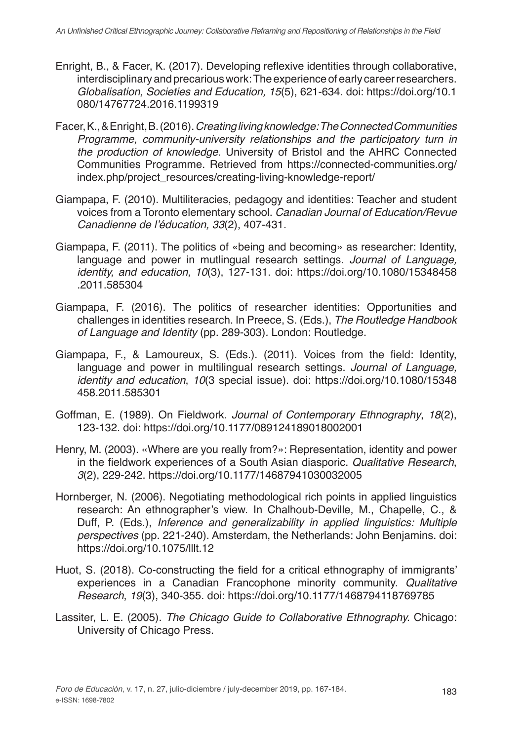Enright, B., & Facer, K. (2017). Developing reflexive identities through collaborative, interdisciplinary and precarious work: The experience of early career researchers. *Globalisation, Societies and Education, 15*(5), 621-634. doi: https://doi.org/10.1080/14767724.2016.1199319

Facer, K., & Enright, B. (2016). *Creating living knowledge: The Connected Communities Programme, community-university relationships and the participatory turn in the production of knowledge*. University of Bristol and the AHRC Connected Communities Programme. Retrieved from https://connected-communities.org/index.php/project_resources/creating-living-knowledge-report/

Giampapa, F. (2010). Multiliteracies, pedagogy and identities: Teacher and student voices from a Toronto elementary school. *Canadian Journal of Education/Revue Canadienne de l'éducation, 33*(2), 407-431.

Giampapa, F. (2011). The politics of «being and becoming» as researcher: Identity, language and power in mutlingual research settings. *Journal of Language, identity, and education, 10*(3), 127-131. doi: https://doi.org/10.1080/15348458.2011.585304

Giampapa, F. (2016). The politics of researcher identities: Opportunities and challenges in identities research. In Preece, S. (Eds.), *The Routledge Handbook of Language and Identity* (pp. 289-303). London: Routledge.

Giampapa, F., & Lamoureux, S. (Eds.). (2011). Voices from the field: Identity, language and power in multilingual research settings. *Journal of Language, identity and education*, *10*(3 special issue). doi: https://doi.org/10.1080/15348458.2011.585301

Goffman, E. (1989). On Fieldwork. *Journal of Contemporary Ethnography*, *18*(2), 123-132. doi: https://doi.org/10.1177/089124189018002001

Henry, M. (2003). «Where are you really from?»: Representation, identity and power in the fieldwork experiences of a South Asian diasporic. *Qualitative Research*, *3*(2), 229-242. https://doi.org/10.1177/14687941030032005

Hornberger, N. (2006). Negotiating methodological rich points in applied linguistics research: An ethnographer's view. In Chalhoub-Deville, M., Chapelle, C., & Duff, P. (Eds.), *Inference and generalizability in applied linguistics: Multiple perspectives* (pp. 221-240). Amsterdam, the Netherlands: John Benjamins. doi: https://doi.org/10.1075/lllt.12

Huot, S. (2018). Co-constructing the field for a critical ethnography of immigrants' experiences in a Canadian Francophone minority community. *Qualitative Research*, *19*(3), 340-355. doi: https://doi.org/10.1177/1468794118769785

Lassiter, L. E. (2005). *The Chicago Guide to Collaborative Ethnography.* Chicago: University of Chicago Press.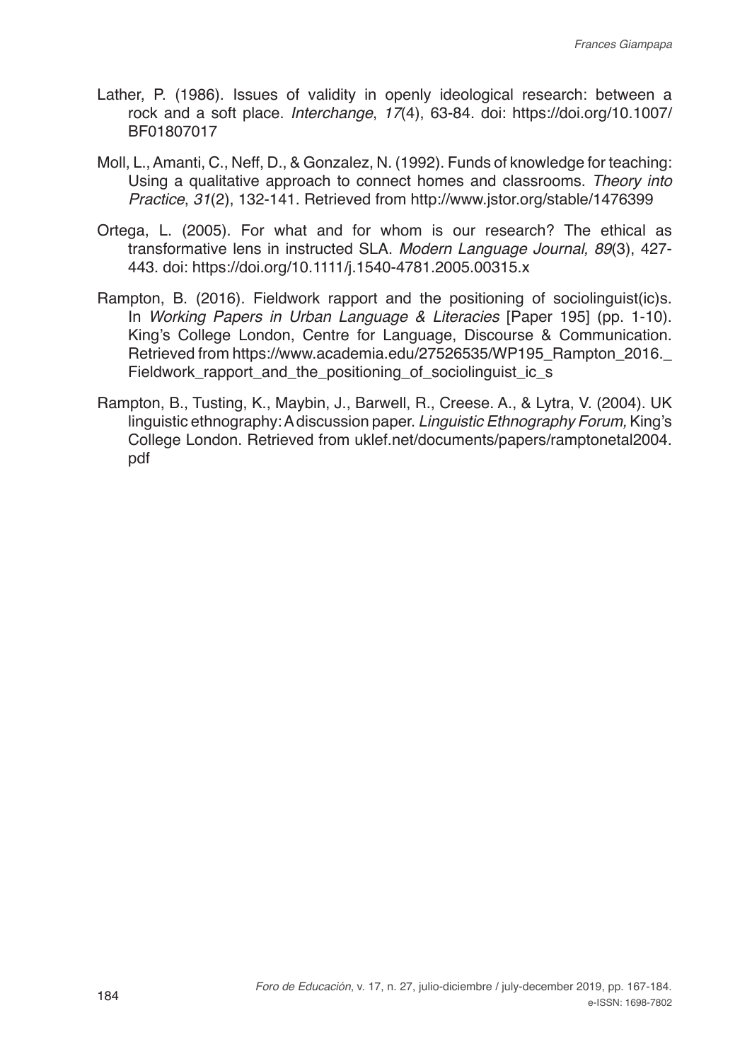Lather, P. (1986). Issues of validity in openly ideological research: between a rock and a soft place. *Interchange*, *17*(4), 63-84. doi: https://doi.org/10.1007/BF01807017

Moll, L., Amanti, C., Neff, D., & Gonzalez, N. (1992). Funds of knowledge for teaching: Using a qualitative approach to connect homes and classrooms. *Theory into Practice*, *31*(2), 132-141. Retrieved from http://www.jstor.org/stable/1476399

Ortega, L. (2005). For what and for whom is our research? The ethical as transformative lens in instructed SLA. *Modern Language Journal, 89*(3), 427-443. doi: https://doi.org/10.1111/j.1540-4781.2005.00315.x

Rampton, B. (2016). Fieldwork rapport and the positioning of sociolinguist(ic)s. In *Working Papers in Urban Language & Literacies* [Paper 195] (pp. 1-10). King's College London, Centre for Language, Discourse & Communication. Retrieved from https://www.academia.edu/27526535/WP195_Rampton_2016._Fieldwork_rapport_and_the_positioning_of_sociolinguist_ic_s

Rampton, B., Tusting, K., Maybin, J., Barwell, R., Creese. A., & Lytra, V. (2004). UK linguistic ethnography: A discussion paper. *Linguistic Ethnography Forum,* King's College London. Retrieved from uklef.net/documents/papers/ramptonetal2004.pdf